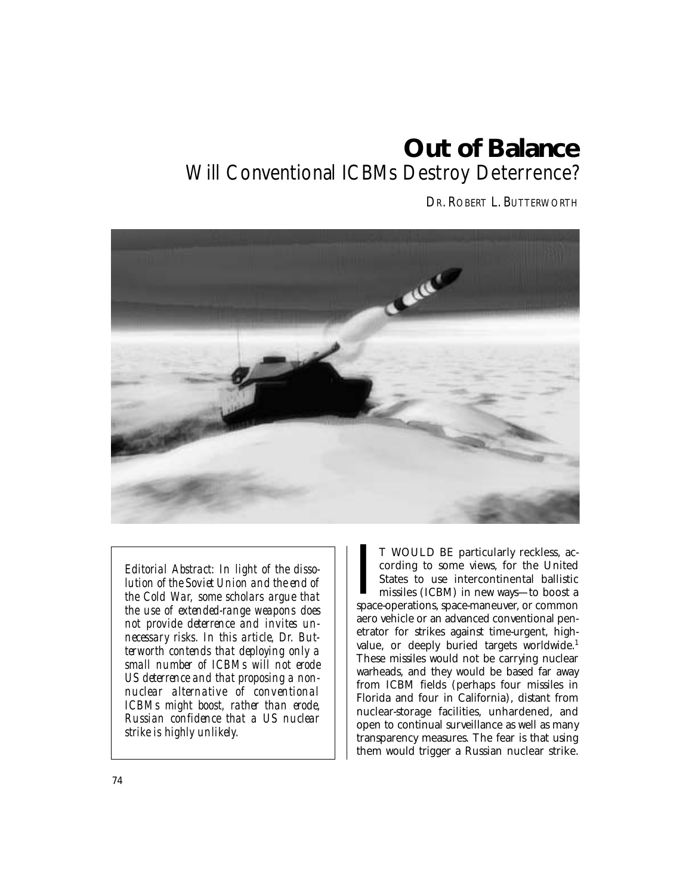# Out of Balance

## Will Conventional ICBMs Destroy Deterrence?

DR. ROBERT L. BUTTERWORTH

*Editorial Abstract: In light of the dissolution of the Soviet Union and the end of the Cold War, some scholars argue that the use of extended-range weapons does not provide deterrence and invites unnecessary risks. In this article, Dr. Butterworth contends that deploying only a small number of ICBMs will not erode US deterrence and that proposing a nonnuclear alternative of conventional ICBMs might boost, rather than erode, Russian confidence that a US nuclear strike is highly unlikely.*

IT WOULD BE particularly reckless, according to some views, for the United States to use intercontinental ballistic missiles (ICBM) in new ways—to boost a space-operations, space-maneuver, or common aero vehicle or an advanced conventional penetrator for strikes against time-urgent, high-value, or deeply buried targets worldwide.[1] These missiles would not be carrying nuclear warheads, and they would be based far away from ICBM fields (perhaps four missiles in Florida and four in California), distant from nuclear-storage facilities, unhardened, and open to continual surveillance as well as many transparency measures. The fear is that using them would trigger a Russian nuclear strike.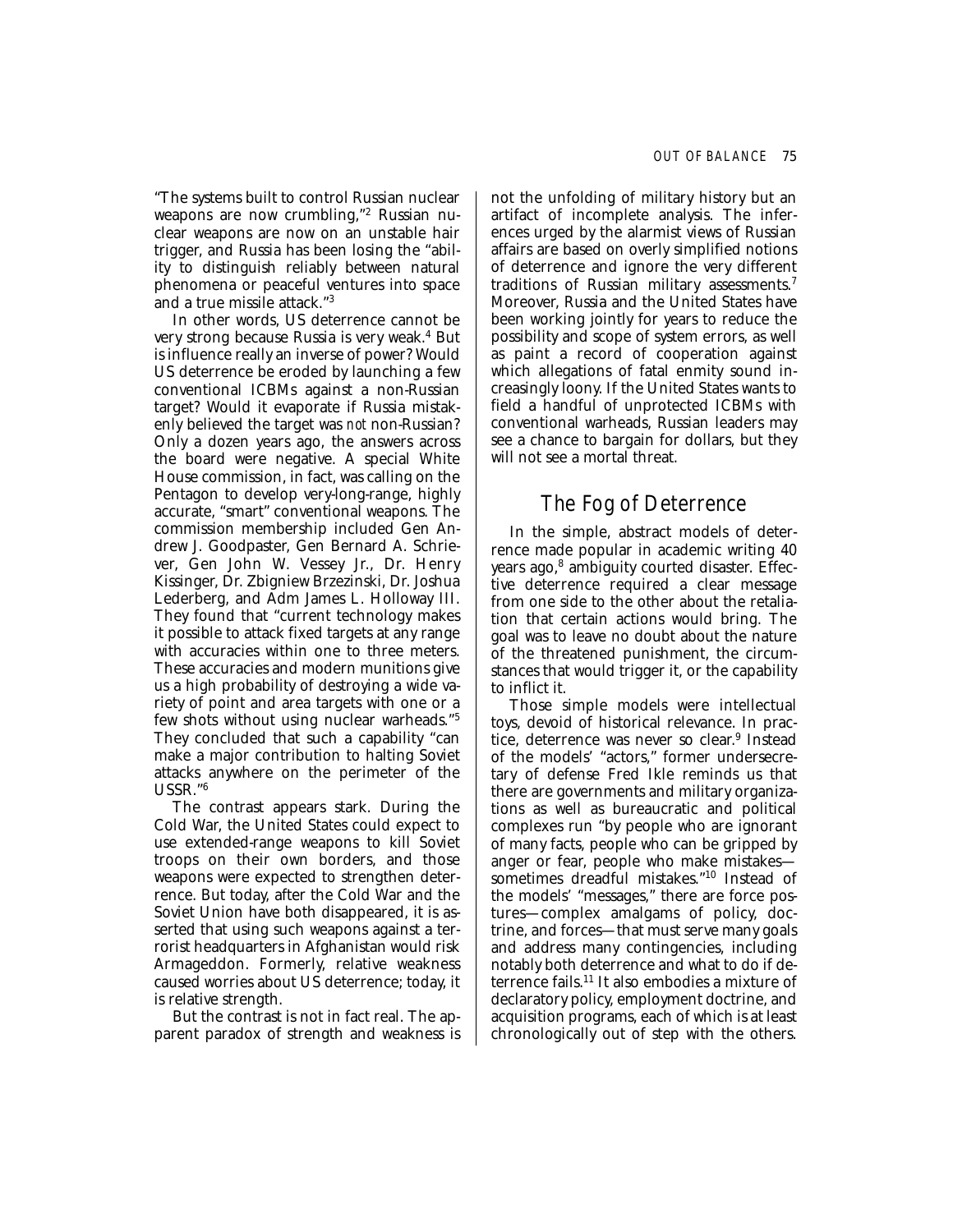"The systems built to control Russian nuclear weapons are now crumbling,"[2] Russian nuclear weapons are now on an unstable hair trigger, and Russia has been losing the "ability to distinguish reliably between natural phenomena or peaceful ventures into space and a true missile attack."[3]

In other words, US deterrence cannot be very strong because Russia is very weak.[4] But is influence really an inverse of power? Would US deterrence be eroded by launching a few conventional ICBMs against a non-Russian target? Would it evaporate if Russia mistakenly believed the target was *not* non-Russian? Only a dozen years ago, the answers across the board were negative. A special White House commission, in fact, was calling on the Pentagon to develop very-long-range, highly accurate, "smart" conventional weapons. The commission membership included Gen Andrew J. Goodpaster, Gen Bernard A. Schriever, Gen John W. Vessey Jr., Dr. Henry Kissinger, Dr. Zbigniew Brzezinski, Dr. Joshua Lederberg, and Adm James L. Holloway III. They found that "current technology makes it possible to attack fixed targets at any range with accuracies within one to three meters. These accuracies and modern munitions give us a high probability of destroying a wide variety of point and area targets with one or a few shots without using nuclear warheads."[5] They concluded that such a capability "can make a major contribution to halting Soviet attacks anywhere on the perimeter of the USSR."[6]

The contrast appears stark. During the Cold War, the United States could expect to use extended-range weapons to kill Soviet troops on their own borders, and those weapons were expected to strengthen deterrence. But today, after the Cold War and the Soviet Union have both disappeared, it is asserted that using such weapons against a terrorist headquarters in Afghanistan would risk Armageddon. Formerly, relative weakness caused worries about US deterrence; today, it is relative strength.

But the contrast is not in fact real. The apparent paradox of strength and weakness is not the unfolding of military history but an artifact of incomplete analysis. The inferences urged by the alarmist views of Russian affairs are based on overly simplified notions of deterrence and ignore the very different traditions of Russian military assessments.[7] Moreover, Russia and the United States have been working jointly for years to reduce the possibility and scope of system errors, as well as paint a record of cooperation against which allegations of fatal enmity sound increasingly loony. If the United States wants to field a handful of unprotected ICBMs with conventional warheads, Russian leaders may see a chance to bargain for dollars, but they will not see a mortal threat.

## The Fog of Deterrence

In the simple, abstract models of deterrence made popular in academic writing 40 years ago,[8] ambiguity courted disaster. Effective deterrence required a clear message from one side to the other about the retaliation that certain actions would bring. The goal was to leave no doubt about the nature of the threatened punishment, the circumstances that would trigger it, or the capability to inflict it.

Those simple models were intellectual toys, devoid of historical relevance. In practice, deterrence was never so clear.[9] Instead of the models' "actors," former undersecretary of defense Fred Ikle reminds us that there are governments and military organizations as well as bureaucratic and political complexes run "by people who are ignorant of many facts, people who can be gripped by anger or fear, people who make mistakes—sometimes dreadful mistakes."[10] Instead of the models' "messages," there are force postures—complex amalgams of policy, doctrine, and forces—that must serve many goals and address many contingencies, including notably both deterrence and what to do if deterrence fails.[11] It also embodies a mixture of declaratory policy, employment doctrine, and acquisition programs, each of which is at least chronologically out of step with the others.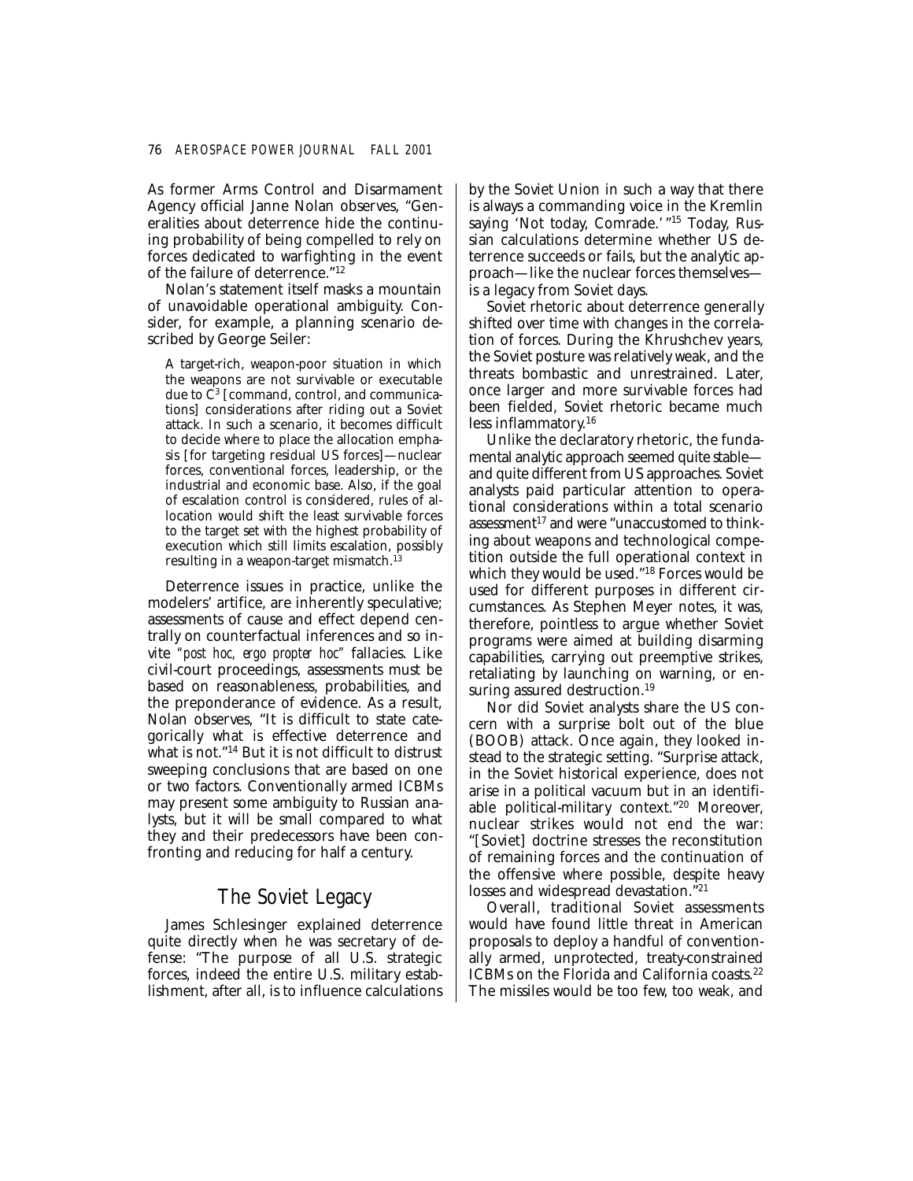As former Arms Control and Disarmament Agency official Janne Nolan observes, "Generalities about deterrence hide the continuing probability of being compelled to rely on forces dedicated to warfighting in the event of the failure of deterrence."[12]

Nolan's statement itself masks a mountain of unavoidable operational ambiguity. Consider, for example, a planning scenario described by George Seiler:

> A target-rich, weapon-poor situation in which the weapons are not survivable or executable due to $C^3$ [command, control, and communications] considerations after riding out a Soviet attack. In such a scenario, it becomes difficult to decide where to place the allocation emphasis [for targeting residual US forces]—nuclear forces, conventional forces, leadership, or the industrial and economic base. Also, if the goal of escalation control is considered, rules of allocation would shift the least survivable forces to the target set with the highest probability of execution which still limits escalation, possibly resulting in a weapon-target mismatch.[13]

Deterrence issues in practice, unlike the modelers' artifice, are inherently speculative; assessments of cause and effect depend centrally on counterfactual inferences and so invite *"post hoc, ergo propter hoc"* fallacies. Like civil-court proceedings, assessments must be based on reasonableness, probabilities, and the preponderance of evidence. As a result, Nolan observes, "It is difficult to state categorically what is effective deterrence and what is not."[14] But it is not difficult to distrust sweeping conclusions that are based on one or two factors. Conventionally armed ICBMs may present some ambiguity to Russian analysts, but it will be small compared to what they and their predecessors have been confronting and reducing for half a century.

## The Soviet Legacy

James Schlesinger explained deterrence quite directly when he was secretary of defense: "The purpose of all U.S. strategic forces, indeed the entire U.S. military establishment, after all, is to influence calculations by the Soviet Union in such a way that there is always a commanding voice in the Kremlin saying 'Not today, Comrade.' "[15] Today, Russian calculations determine whether US deterrence succeeds or fails, but the analytic approach—like the nuclear forces themselves—is a legacy from Soviet days.

Soviet rhetoric about deterrence generally shifted over time with changes in the correlation of forces. During the Khrushchev years, the Soviet posture was relatively weak, and the threats bombastic and unrestrained. Later, once larger and more survivable forces had been fielded, Soviet rhetoric became much less inflammatory.[16]

Unlike the declaratory rhetoric, the fundamental analytic approach seemed quite stable—and quite different from US approaches. Soviet analysts paid particular attention to operational considerations within a total scenario assessment[17] and were "unaccustomed to thinking about weapons and technological competition outside the full operational context in which they would be used."[18] Forces would be used for different purposes in different circumstances. As Stephen Meyer notes, it was, therefore, pointless to argue whether Soviet programs were aimed at building disarming capabilities, carrying out preemptive strikes, retaliating by launching on warning, or ensuring assured destruction.[19]

Nor did Soviet analysts share the US concern with a surprise bolt out of the blue (BOOB) attack. Once again, they looked instead to the strategic setting. "Surprise attack, in the Soviet historical experience, does not arise in a political vacuum but in an identifiable political-military context."[20] Moreover, nuclear strikes would not end the war: "[Soviet] doctrine stresses the reconstitution of remaining forces and the continuation of the offensive where possible, despite heavy losses and widespread devastation."[21]

Overall, traditional Soviet assessments would have found little threat in American proposals to deploy a handful of conventionally armed, unprotected, treaty-constrained ICBMs on the Florida and California coasts.[22] The missiles would be too few, too weak, and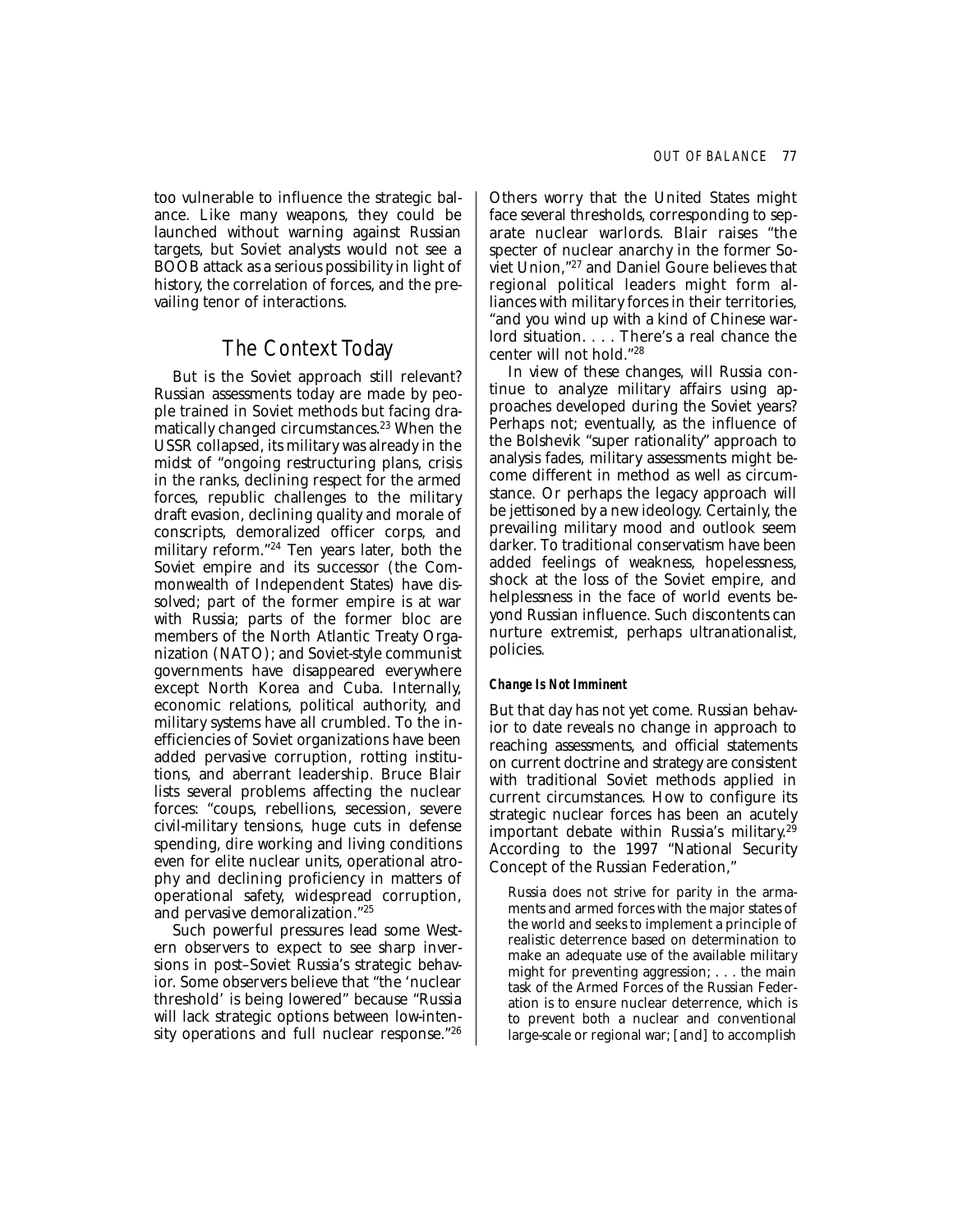too vulnerable to influence the strategic balance. Like many weapons, they could be launched without warning against Russian targets, but Soviet analysts would not see a BOOB attack as a serious possibility in light of history, the correlation of forces, and the prevailing tenor of interactions.

## The Context Today

But is the Soviet approach still relevant? Russian assessments today are made by people trained in Soviet methods but facing dramatically changed circumstances.[23] When the USSR collapsed, its military was already in the midst of "ongoing restructuring plans, crisis in the ranks, declining respect for the armed forces, republic challenges to the military draft evasion, declining quality and morale of conscripts, demoralized officer corps, and military reform."[24] Ten years later, both the Soviet empire and its successor (the Commonwealth of Independent States) have dissolved; part of the former empire is at war with Russia; parts of the former bloc are members of the North Atlantic Treaty Organization (NATO); and Soviet-style communist governments have disappeared everywhere except North Korea and Cuba. Internally, economic relations, political authority, and military systems have all crumbled. To the inefficiencies of Soviet organizations have been added pervasive corruption, rotting institutions, and aberrant leadership. Bruce Blair lists several problems affecting the nuclear forces: "coups, rebellions, secession, severe civil-military tensions, huge cuts in defense spending, dire working and living conditions even for elite nuclear units, operational atrophy and declining proficiency in matters of operational safety, widespread corruption, and pervasive demoralization."[25]

Such powerful pressures lead some Western observers to expect to see sharp inversions in post–Soviet Russia's strategic behavior. Some observers believe that "the 'nuclear threshold' is being lowered" because "Russia will lack strategic options between low-intensity operations and full nuclear response."[26] Others worry that the United States might face several thresholds, corresponding to separate nuclear warlords. Blair raises "the specter of nuclear anarchy in the former Soviet Union,"[27] and Daniel Goure believes that regional political leaders might form alliances with military forces in their territories, "and you wind up with a kind of Chinese warlord situation. . . . There's a real chance the center will not hold."[28]

In view of these changes, will Russia continue to analyze military affairs using approaches developed during the Soviet years? Perhaps not; eventually, as the influence of the Bolshevik "super rationality" approach to analysis fades, military assessments might become different in method as well as circumstance. Or perhaps the legacy approach will be jettisoned by a new ideology. Certainly, the prevailing military mood and outlook seem darker. To traditional conservatism have been added feelings of weakness, hopelessness, shock at the loss of the Soviet empire, and helplessness in the face of world events beyond Russian influence. Such discontents can nurture extremist, perhaps ultranationalist, policies.

#### *Change Is Not Imminent*

But that day has not yet come. Russian behavior to date reveals no change in approach to reaching assessments, and official statements on current doctrine and strategy are consistent with traditional Soviet methods applied in current circumstances. How to configure its strategic nuclear forces has been an acutely important debate within Russia's military.[29] According to the 1997 "National Security Concept of the Russian Federation,"

> Russia does not strive for parity in the armaments and armed forces with the major states of the world and seeks to implement a principle of realistic deterrence based on determination to make an adequate use of the available military might for preventing aggression; . . . the main task of the Armed Forces of the Russian Federation is to ensure nuclear deterrence, which is to prevent both a nuclear and conventional large-scale or regional war; [and] to accomplish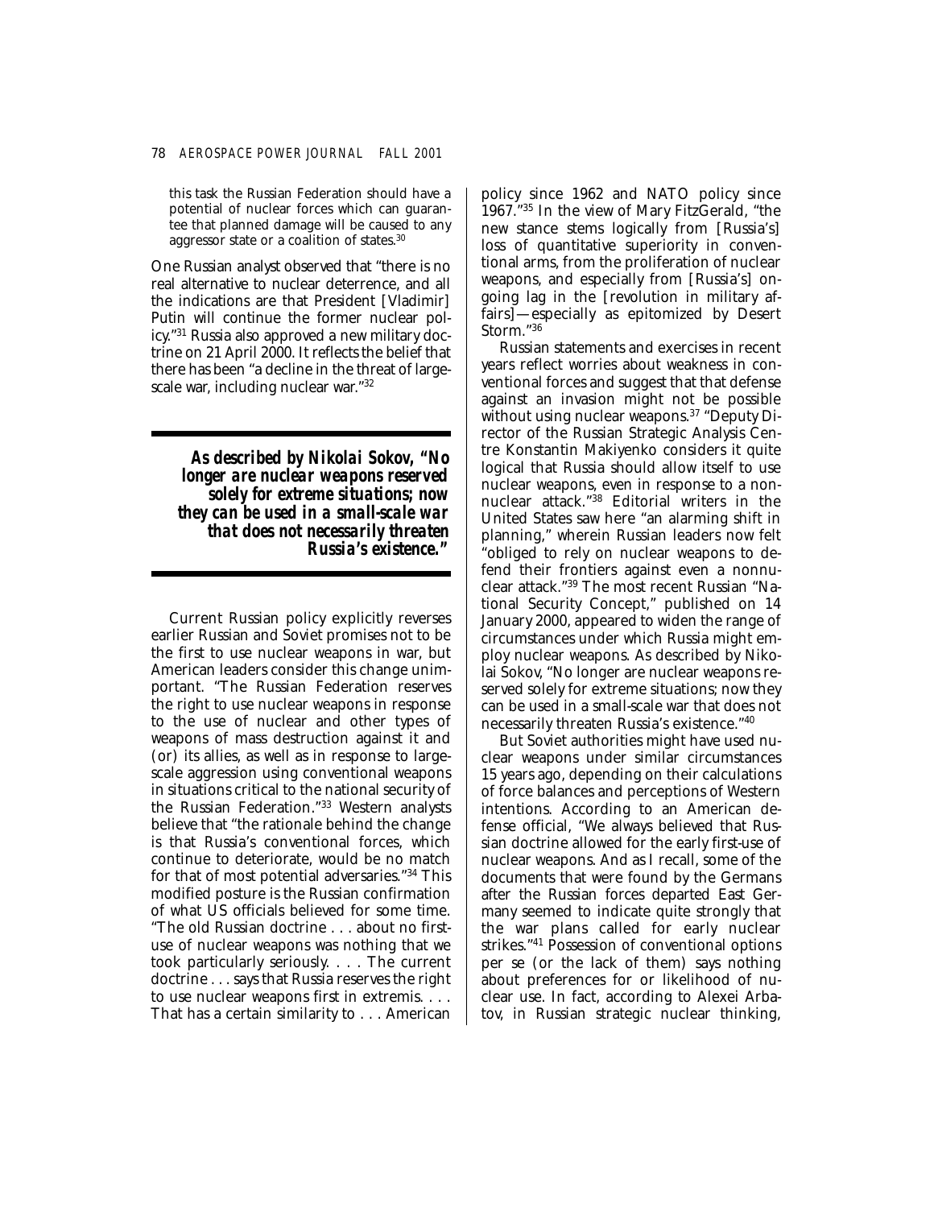> this task the Russian Federation should have a potential of nuclear forces which can guarantee that planned damage will be caused to any aggressor state or a coalition of states.[30]

One Russian analyst observed that "there is no real alternative to nuclear deterrence, and all the indications are that President [Vladimir] Putin will continue the former nuclear policy."[31] Russia also approved a new military doctrine on 21 April 2000. It reflects the belief that there has been "a decline in the threat of large-scale war, including nuclear war."[32]

> ***As described by Nikolai Sokov, "No longer are nuclear weapons reserved solely for extreme situations; now they can be used in a small-scale war that does not necessarily threaten Russia's existence."***

Current Russian policy explicitly reverses earlier Russian and Soviet promises not to be the first to use nuclear weapons in war, but American leaders consider this change unimportant. "The Russian Federation reserves the right to use nuclear weapons in response to the use of nuclear and other types of weapons of mass destruction against it and (or) its allies, as well as in response to large-scale aggression using conventional weapons in situations critical to the national security of the Russian Federation."[33] Western analysts believe that "the rationale behind the change is that Russia's conventional forces, which continue to deteriorate, would be no match for that of most potential adversaries."[34] This modified posture is the Russian confirmation of what US officials believed for some time. "The old Russian doctrine . . . about no first-use of nuclear weapons was nothing that we took particularly seriously. . . . The current doctrine . . . says that Russia reserves the right to use nuclear weapons first in extremis. . . . That has a certain similarity to . . . American policy since 1962 and NATO policy since 1967."[35] In the view of Mary FitzGerald, "the new stance stems logically from [Russia's] loss of quantitative superiority in conventional arms, from the proliferation of nuclear weapons, and especially from [Russia's] ongoing lag in the [revolution in military affairs]—especially as epitomized by Desert Storm."[36]

Russian statements and exercises in recent years reflect worries about weakness in conventional forces and suggest that that defense against an invasion might not be possible without using nuclear weapons.[37] "Deputy Director of the Russian Strategic Analysis Centre Konstantin Makiyenko considers it quite logical that Russia should allow itself to use nuclear weapons, even in response to a non-nuclear attack."[38] Editorial writers in the United States saw here "an alarming shift in planning," wherein Russian leaders now felt "obliged to rely on nuclear weapons to defend their frontiers against even a nonnuclear attack."[39] The most recent Russian "National Security Concept," published on 14 January 2000, appeared to widen the range of circumstances under which Russia might employ nuclear weapons. As described by Nikolai Sokov, "No longer are nuclear weapons reserved solely for extreme situations; now they can be used in a small-scale war that does not necessarily threaten Russia's existence."[40]

But Soviet authorities might have used nuclear weapons under similar circumstances 15 years ago, depending on their calculations of force balances and perceptions of Western intentions. According to an American defense official, "We always believed that Russian doctrine allowed for the early first-use of nuclear weapons. And as I recall, some of the documents that were found by the Germans after the Russian forces departed East Germany seemed to indicate quite strongly that the war plans called for early nuclear strikes."[41] Possession of conventional options per se (or the lack of them) says nothing about preferences for or likelihood of nuclear use. In fact, according to Alexei Arbatov, in Russian strategic nuclear thinking,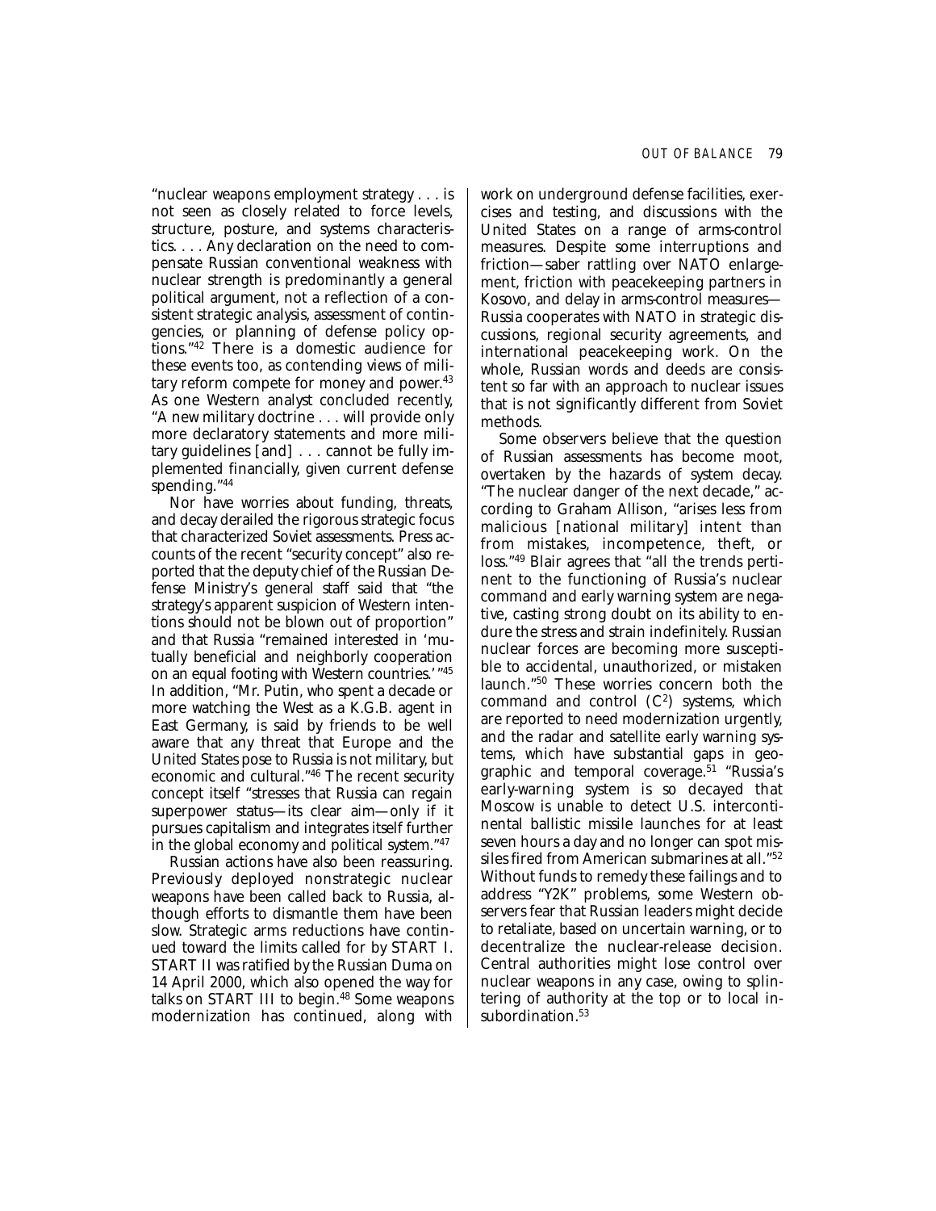"nuclear weapons employment strategy . . . is not seen as closely related to force levels, structure, posture, and systems characteristics. . . . Any declaration on the need to compensate Russian conventional weakness with nuclear strength is predominantly a general political argument, not a reflection of a consistent strategic analysis, assessment of contingencies, or planning of defense policy options."[42] There is a domestic audience for these events too, as contending views of military reform compete for money and power.[43] As one Western analyst concluded recently, "A new military doctrine . . . will provide only more declaratory statements and more military guidelines [and] . . . cannot be fully implemented financially, given current defense spending."[44]

Nor have worries about funding, threats, and decay derailed the rigorous strategic focus that characterized Soviet assessments. Press accounts of the recent "security concept" also reported that the deputy chief of the Russian Defense Ministry's general staff said that "the strategy's apparent suspicion of Western intentions should not be blown out of proportion" and that Russia "remained interested in 'mutually beneficial and neighborly cooperation on an equal footing with Western countries.'"[45] In addition, "Mr. Putin, who spent a decade or more watching the West as a K.G.B. agent in East Germany, is said by friends to be well aware that any threat that Europe and the United States pose to Russia is not military, but economic and cultural."[46] The recent security concept itself "stresses that Russia can regain superpower status—its clear aim—only if it pursues capitalism and integrates itself further in the global economy and political system."[47]

Russian actions have also been reassuring. Previously deployed nonstrategic nuclear weapons have been called back to Russia, although efforts to dismantle them have been slow. Strategic arms reductions have continued toward the limits called for by START I. START II was ratified by the Russian Duma on 14 April 2000, which also opened the way for talks on START III to begin.[48] Some weapons modernization has continued, along with work on underground defense facilities, exercises and testing, and discussions with the United States on a range of arms-control measures. Despite some interruptions and friction—saber rattling over NATO enlargement, friction with peacekeeping partners in Kosovo, and delay in arms-control measures—Russia cooperates with NATO in strategic discussions, regional security agreements, and international peacekeeping work. On the whole, Russian words and deeds are consistent so far with an approach to nuclear issues that is not significantly different from Soviet methods.

Some observers believe that the question of Russian assessments has become moot, overtaken by the hazards of system decay. "The nuclear danger of the next decade," according to Graham Allison, "arises less from malicious [national military] intent than from mistakes, incompetence, theft, or loss."[49] Blair agrees that "all the trends pertinent to the functioning of Russia's nuclear command and early warning system are negative, casting strong doubt on its ability to endure the stress and strain indefinitely. Russian nuclear forces are becoming more susceptible to accidental, unauthorized, or mistaken launch."[50] These worries concern both the command and control ($C^2$) systems, which are reported to need modernization urgently, and the radar and satellite early warning systems, which have substantial gaps in geographic and temporal coverage.[51] "Russia's early-warning system is so decayed that Moscow is unable to detect U.S. intercontinental ballistic missile launches for at least seven hours a day and no longer can spot missiles fired from American submarines at all."[52] Without funds to remedy these failings and to address "Y2K" problems, some Western observers fear that Russian leaders might decide to retaliate, based on uncertain warning, or to decentralize the nuclear-release decision. Central authorities might lose control over nuclear weapons in any case, owing to splintering of authority at the top or to local insubordination.[53]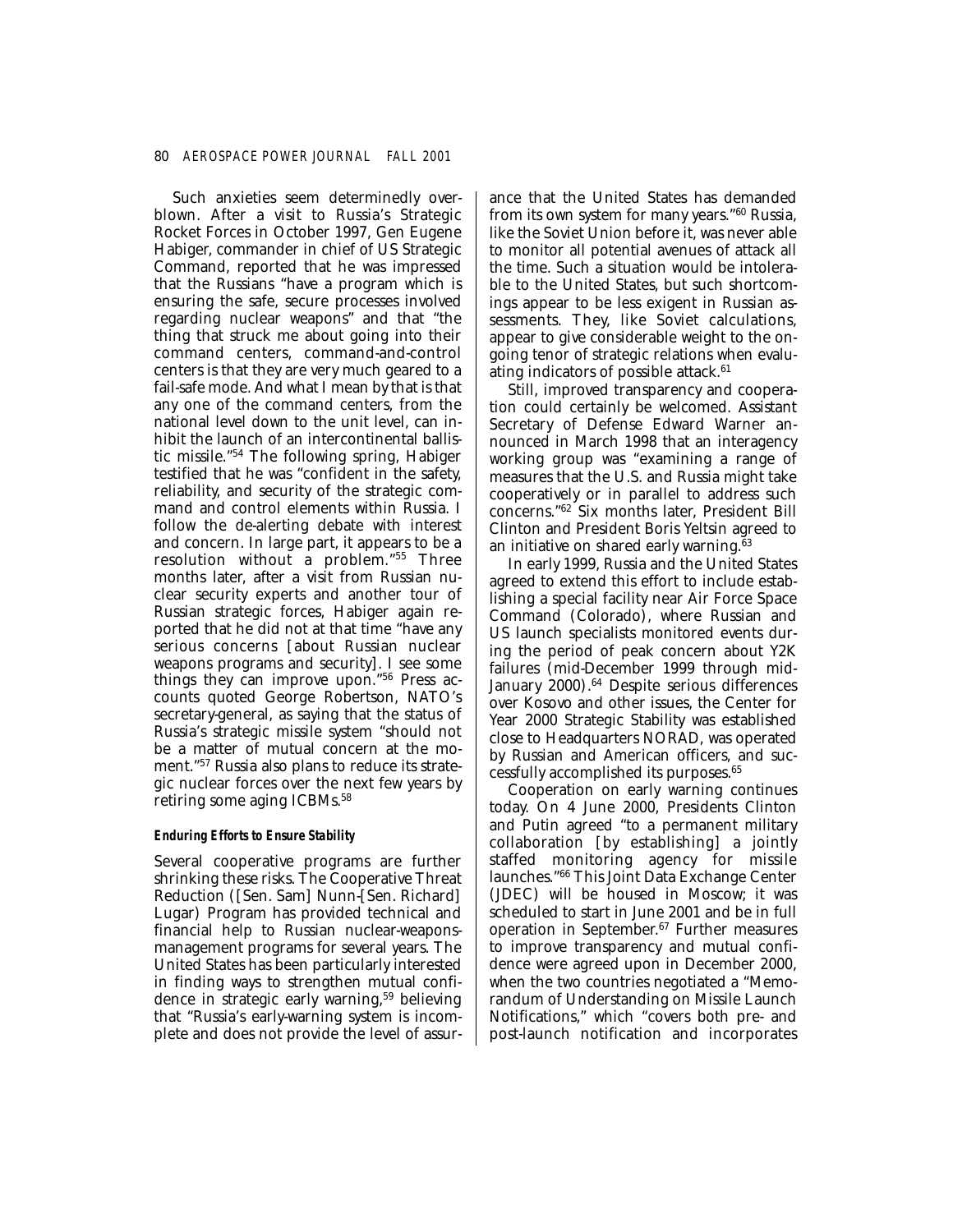Such anxieties seem determinedly overblown. After a visit to Russia's Strategic Rocket Forces in October 1997, Gen Eugene Habiger, commander in chief of US Strategic Command, reported that he was impressed that the Russians "have a program which is ensuring the safe, secure processes involved regarding nuclear weapons" and that "the thing that struck me about going into their command centers, command-and-control centers is that they are very much geared to a fail-safe mode. And what I mean by that is that any one of the command centers, from the national level down to the unit level, can inhibit the launch of an intercontinental ballistic missile."[54] The following spring, Habiger testified that he was "confident in the safety, reliability, and security of the strategic command and control elements within Russia. I follow the de-alerting debate with interest and concern. In large part, it appears to be a resolution without a problem."[55] Three months later, after a visit from Russian nuclear security experts and another tour of Russian strategic forces, Habiger again reported that he did not at that time "have any serious concerns [about Russian nuclear weapons programs and security]. I see some things they can improve upon."[56] Press accounts quoted George Robertson, NATO's secretary-general, as saying that the status of Russia's strategic missile system "should not be a matter of mutual concern at the moment."[57] Russia also plans to reduce its strategic nuclear forces over the next few years by retiring some aging ICBMs.[58]

#### *Enduring Efforts to Ensure Stability*

Several cooperative programs are further shrinking these risks. The Cooperative Threat Reduction ([Sen. Sam] Nunn-[Sen. Richard] Lugar) Program has provided technical and financial help to Russian nuclear-weapons-management programs for several years. The United States has been particularly interested in finding ways to strengthen mutual confidence in strategic early warning,[59] believing that "Russia's early-warning system is incomplete and does not provide the level of assurance that the United States has demanded from its own system for many years."[60] Russia, like the Soviet Union before it, was never able to monitor all potential avenues of attack all the time. Such a situation would be intolerable to the United States, but such shortcomings appear to be less exigent in Russian assessments. They, like Soviet calculations, appear to give considerable weight to the ongoing tenor of strategic relations when evaluating indicators of possible attack.[61]

Still, improved transparency and cooperation could certainly be welcomed. Assistant Secretary of Defense Edward Warner announced in March 1998 that an interagency working group was "examining a range of measures that the U.S. and Russia might take cooperatively or in parallel to address such concerns."[62] Six months later, President Bill Clinton and President Boris Yeltsin agreed to an initiative on shared early warning.[63]

In early 1999, Russia and the United States agreed to extend this effort to include establishing a special facility near Air Force Space Command (Colorado), where Russian and US launch specialists monitored events during the period of peak concern about Y2K failures (mid-December 1999 through mid-January 2000).[64] Despite serious differences over Kosovo and other issues, the Center for Year 2000 Strategic Stability was established close to Headquarters NORAD, was operated by Russian and American officers, and successfully accomplished its purposes.[65]

Cooperation on early warning continues today. On 4 June 2000, Presidents Clinton and Putin agreed "to a permanent military collaboration [by establishing] a jointly staffed monitoring agency for missile launches."[66] This Joint Data Exchange Center (JDEC) will be housed in Moscow; it was scheduled to start in June 2001 and be in full operation in September.[67] Further measures to improve transparency and mutual confidence were agreed upon in December 2000, when the two countries negotiated a "Memorandum of Understanding on Missile Launch Notifications," which "covers both pre- and post-launch notification and incorporates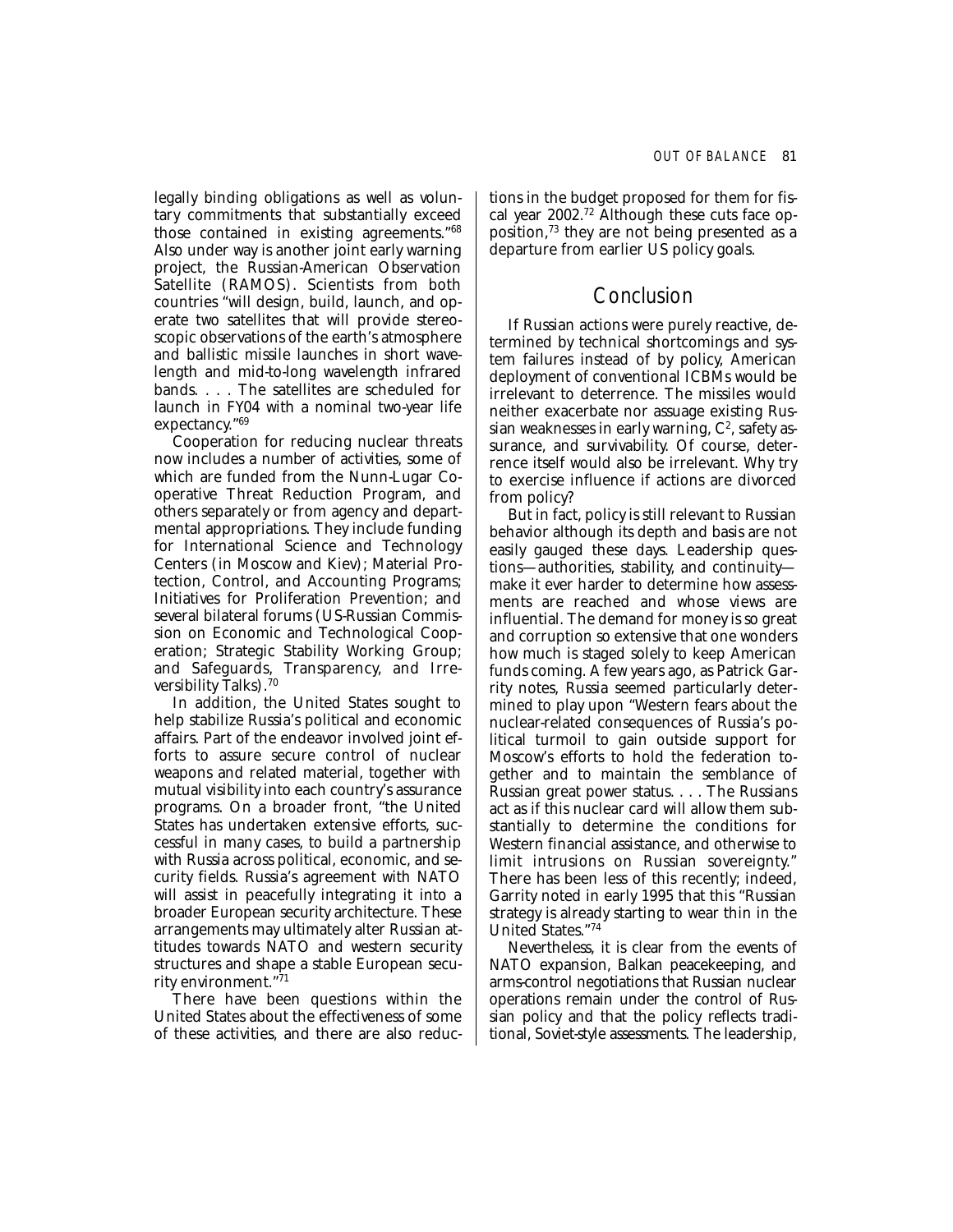legally binding obligations as well as voluntary commitments that substantially exceed those contained in existing agreements."[68] Also under way is another joint early warning project, the Russian-American Observation Satellite (RAMOS). Scientists from both countries "will design, build, launch, and operate two satellites that will provide stereoscopic observations of the earth's atmosphere and ballistic missile launches in short wavelength and mid-to-long wavelength infrared bands. . . . The satellites are scheduled for launch in FY04 with a nominal two-year life expectancy."[69]

Cooperation for reducing nuclear threats now includes a number of activities, some of which are funded from the Nunn-Lugar Cooperative Threat Reduction Program, and others separately or from agency and departmental appropriations. They include funding for International Science and Technology Centers (in Moscow and Kiev); Material Protection, Control, and Accounting Programs; Initiatives for Proliferation Prevention; and several bilateral forums (US-Russian Commission on Economic and Technological Cooperation; Strategic Stability Working Group; and Safeguards, Transparency, and Irreversibility Talks).[70]

In addition, the United States sought to help stabilize Russia's political and economic affairs. Part of the endeavor involved joint efforts to assure secure control of nuclear weapons and related material, together with mutual visibility into each country's assurance programs. On a broader front, "the United States has undertaken extensive efforts, successful in many cases, to build a partnership with Russia across political, economic, and security fields. Russia's agreement with NATO will assist in peacefully integrating it into a broader European security architecture. These arrangements may ultimately alter Russian attitudes towards NATO and western security structures and shape a stable European security environment."[71]

There have been questions within the United States about the effectiveness of some of these activities, and there are also reductions in the budget proposed for them for fiscal year 2002.[72] Although these cuts face opposition,[73] they are not being presented as a departure from earlier US policy goals.

## Conclusion

If Russian actions were purely reactive, determined by technical shortcomings and system failures instead of by policy, American deployment of conventional ICBMs would be irrelevant to deterrence. The missiles would neither exacerbate nor assuage existing Russian weaknesses in early warning, $C^2$, safety assurance, and survivability. Of course, deterrence itself would also be irrelevant. Why try to exercise influence if actions are divorced from policy?

But in fact, policy is still relevant to Russian behavior although its depth and basis are not easily gauged these days. Leadership questions—authorities, stability, and continuity—make it ever harder to determine how assessments are reached and whose views are influential. The demand for money is so great and corruption so extensive that one wonders how much is staged solely to keep American funds coming. A few years ago, as Patrick Garrity notes, Russia seemed particularly determined to play upon "Western fears about the nuclear-related consequences of Russia's political turmoil to gain outside support for Moscow's efforts to hold the federation together and to maintain the semblance of Russian great power status. . . . The Russians act as if this nuclear card will allow them substantially to determine the conditions for Western financial assistance, and otherwise to limit intrusions on Russian sovereignty." There has been less of this recently; indeed, Garrity noted in early 1995 that this "Russian strategy is already starting to wear thin in the United States."[74]

Nevertheless, it is clear from the events of NATO expansion, Balkan peacekeeping, and arms-control negotiations that Russian nuclear operations remain under the control of Russian policy and that the policy reflects traditional, Soviet-style assessments. The leadership,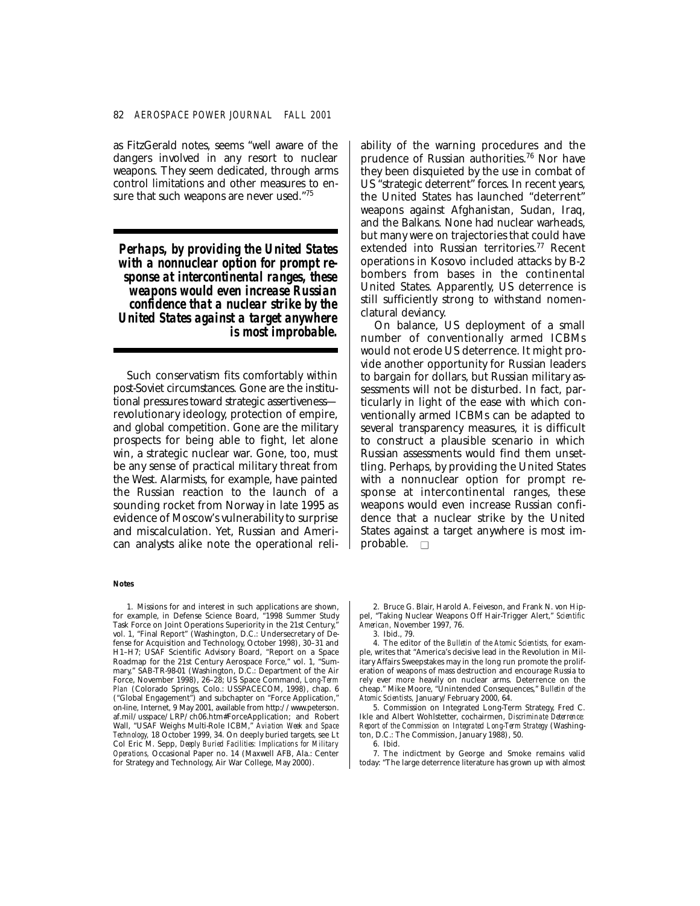as FitzGerald notes, seems "well aware of the dangers involved in any resort to nuclear weapons. They seem dedicated, through arms control limitations and other measures to ensure that such weapons are never used."[75]

***Perhaps, by providing the United States with a nonnuclear option for prompt response at intercontinental ranges, these weapons would even increase Russian confidence that a nuclear strike by the United States against a target anywhere is most improbable.***

Such conservatism fits comfortably within post-Soviet circumstances. Gone are the institutional pressures toward strategic assertiveness—revolutionary ideology, protection of empire, and global competition. Gone are the military prospects for being able to fight, let alone win, a strategic nuclear war. Gone, too, must be any sense of practical military threat from the West. Alarmists, for example, have painted the Russian reaction to the launch of a sounding rocket from Norway in late 1995 as evidence of Moscow's vulnerability to surprise and miscalculation. Yet, Russian and American analysts alike note the operational reliability of the warning procedures and the prudence of Russian authorities.[76] Nor have they been disquieted by the use in combat of US "strategic deterrent" forces. In recent years, the United States has launched "deterrent" weapons against Afghanistan, Sudan, Iraq, and the Balkans. None had nuclear warheads, but many were on trajectories that could have extended into Russian territories.[77] Recent operations in Kosovo included attacks by B-2 bombers from bases in the continental United States. Apparently, US deterrence is still sufficiently strong to withstand nomenclatural deviancy.

On balance, US deployment of a small number of conventionally armed ICBMs would not erode US deterrence. It might provide another opportunity for Russian leaders to bargain for dollars, but Russian military assessments will not be disturbed. In fact, particularly in light of the ease with which conventionally armed ICBMs can be adapted to several transparency measures, it is difficult to construct a plausible scenario in which Russian assessments would find them unsettling. Perhaps, by providing the United States with a nonnuclear option for prompt response at intercontinental ranges, these weapons would even increase Russian confidence that a nuclear strike by the United States against a target anywhere is most improbable. □

**Notes**

1. Missions for and interest in such applications are shown, for example, in Defense Science Board, "1998 Summer Study Task Force on Joint Operations Superiority in the 21st Century," vol. 1, "Final Report" (Washington, D.C.: Undersecretary of Defense for Acquisition and Technology, October 1998), 30–31 and H1–H7; USAF Scientific Advisory Board, "Report on a Space Roadmap for the 21st Century Aerospace Force," vol. 1, "Summary," SAB-TR-98-01 (Washington, D.C.: Department of the Air Force, November 1998), 26–28; US Space Command, *Long-Term Plan* (Colorado Springs, Colo.: USSPACECOM, 1998), chap. 6 ("Global Engagement") and subchapter on "Force Application," on-line, Internet, 9 May 2001, available from http://www.peterson.af.mil/usspace/LRP/ch06.htm#ForceApplication; and Robert Wall, "USAF Weighs Multi-Role ICBM," *Aviation Week and Space Technology,* 18 October 1999, 34. On deeply buried targets, see Lt Col Eric M. Sepp, *Deeply Buried Facilities: Implications for Military Operations,* Occasional Paper no. 14 (Maxwell AFB, Ala.: Center for Strategy and Technology, Air War College, May 2000).

2. Bruce G. Blair, Harold A. Feiveson, and Frank N. von Hippel, "Taking Nuclear Weapons Off Hair-Trigger Alert," *Scientific American,* November 1997, 76.

3. Ibid., 79.

4. The editor of the *Bulletin of the Atomic Scientists,* for example, writes that "America's decisive lead in the Revolution in Military Affairs Sweepstakes may in the long run promote the proliferation of weapons of mass destruction and encourage Russia to rely ever more heavily on nuclear arms. Deterrence on the cheap." Mike Moore, "Unintended Consequences," *Bulletin of the Atomic Scientists,* January/February 2000, 64.

5. Commission on Integrated Long-Term Strategy, Fred C. Ikle and Albert Wohlstetter, cochairmen, *Discriminate Deterrence: Report of the Commission on Integrated Long-Term Strategy* (Washington, D.C.: The Commission, January 1988), 50.

6. Ibid.

7. The indictment by George and Smoke remains valid today: "The large deterrence literature has grown up with almost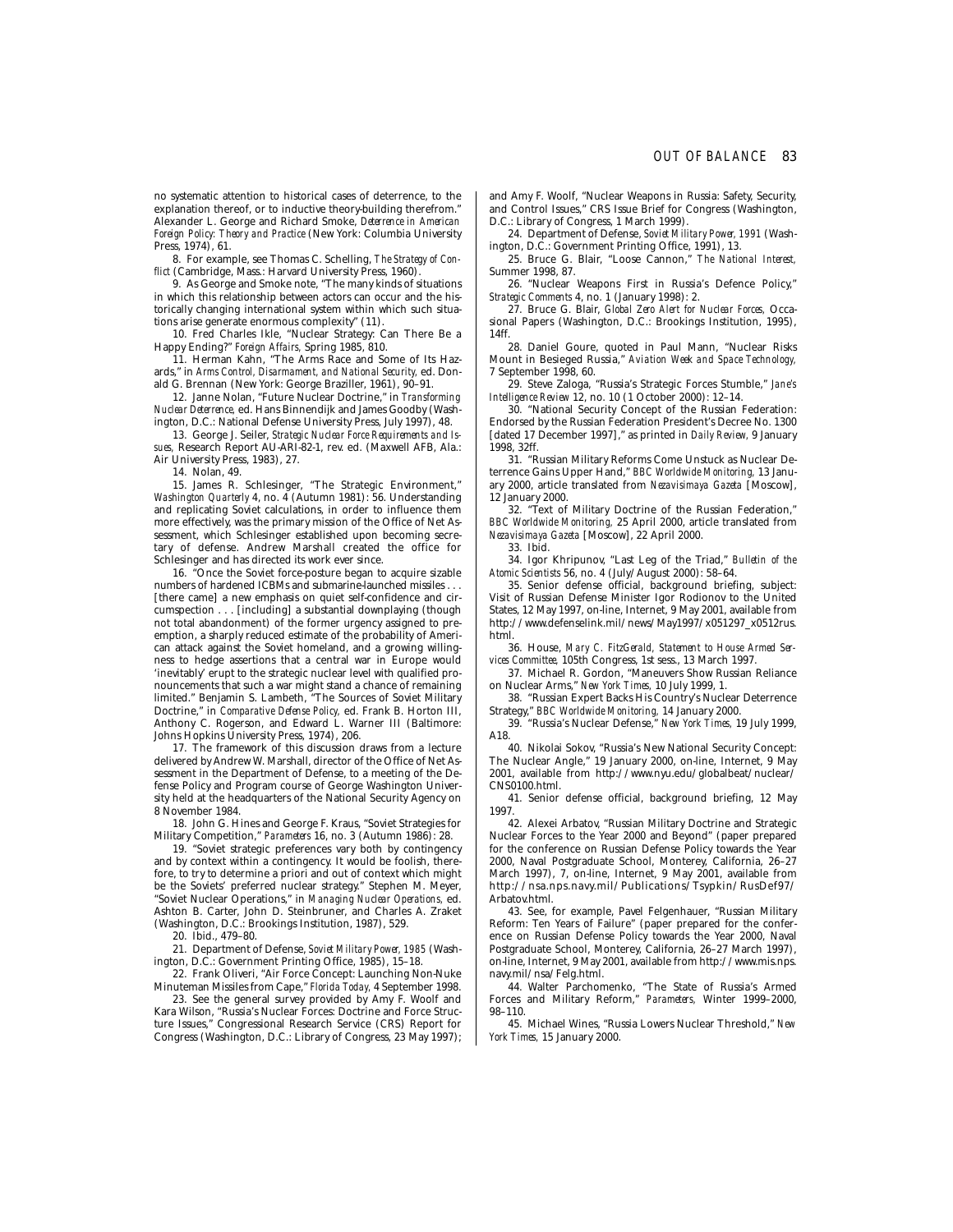no systematic attention to historical cases of deterrence, to the explanation thereof, or to inductive theory-building therefrom." Alexander L. George and Richard Smoke, *Deterrence in American Foreign Policy: Theory and Practice* (New York: Columbia University Press, 1974), 61.

8. For example, see Thomas C. Schelling, *The Strategy of Conflict* (Cambridge, Mass.: Harvard University Press, 1960).

9. As George and Smoke note, "The many kinds of situations in which this relationship between actors can occur and the historically changing international system within which such situations arise generate enormous complexity" (11).

10. Fred Charles Ikle, "Nuclear Strategy: Can There Be a Happy Ending?" *Foreign Affairs*, Spring 1985, 810.

11. Herman Kahn, "The Arms Race and Some of Its Hazards," in *Arms Control, Disarmament, and National Security*, ed. Donald G. Brennan (New York: George Braziller, 1961), 90–91.

12. Janne Nolan, "Future Nuclear Doctrine," in *Transforming Nuclear Deterrence*, ed. Hans Binnendijk and James Goodby (Washington, D.C.: National Defense University Press, July 1997), 48.

13. George J. Seiler, *Strategic Nuclear Force Requirements and Issues*, Research Report AU-ARI-82-1, rev. ed. (Maxwell AFB, Ala.: Air University Press, 1983), 27.

14. Nolan, 49.

15. James R. Schlesinger, "The Strategic Environment," *Washington Quarterly* 4, no. 4 (Autumn 1981): 56. Understanding and replicating Soviet calculations, in order to influence them more effectively, was the primary mission of the Office of Net Assessment, which Schlesinger established upon becoming secretary of defense. Andrew Marshall created the office for Schlesinger and has directed its work ever since.

16. "Once the Soviet force-posture began to acquire sizable numbers of hardened ICBMs and submarine-launched missiles . . . [there came] a new emphasis on quiet self-confidence and circumspection . . . [including] a substantial downplaying (though not total abandonment) of the former urgency assigned to preemption, a sharply reduced estimate of the probability of American attack against the Soviet homeland, and a growing willingness to hedge assertions that a central war in Europe would 'inevitably' erupt to the strategic nuclear level with qualified pronouncements that such a war might stand a chance of remaining limited." Benjamin S. Lambeth, "The Sources of Soviet Military Doctrine," in *Comparative Defense Policy*, ed. Frank B. Horton III, Anthony C. Rogerson, and Edward L. Warner III (Baltimore: Johns Hopkins University Press, 1974), 206.

17. The framework of this discussion draws from a lecture delivered by Andrew W. Marshall, director of the Office of Net Assessment in the Department of Defense, to a meeting of the Defense Policy and Program course of George Washington University held at the headquarters of the National Security Agency on 8 November 1984.

18. John G. Hines and George F. Kraus, "Soviet Strategies for Military Competition," *Parameters* 16, no. 3 (Autumn 1986): 28.

19. "Soviet strategic preferences vary both by contingency and by context within a contingency. It would be foolish, therefore, to try to determine a priori and out of context which might be the Soviets' preferred nuclear strategy." Stephen M. Meyer, "Soviet Nuclear Operations," in *Managing Nuclear Operations*, ed. Ashton B. Carter, John D. Steinbruner, and Charles A. Zraket (Washington, D.C.: Brookings Institution, 1987), 529.

20. Ibid., 479–80.

21. Department of Defense, *Soviet Military Power, 1985* (Washington, D.C.: Government Printing Office, 1985), 15–18.

22. Frank Oliveri, "Air Force Concept: Launching Non-Nuke Minuteman Missiles from Cape," *Florida Today*, 4 September 1998.

23. See the general survey provided by Amy F. Woolf and Kara Wilson, "Russia's Nuclear Forces: Doctrine and Force Structure Issues," Congressional Research Service (CRS) Report for Congress (Washington, D.C.: Library of Congress, 23 May 1997); and Amy F. Woolf, "Nuclear Weapons in Russia: Safety, Security, and Control Issues," CRS Issue Brief for Congress (Washington, D.C.: Library of Congress, 1 March 1999).

24. Department of Defense, *Soviet Military Power, 1991* (Washington, D.C.: Government Printing Office, 1991), 13.

25. Bruce G. Blair, "Loose Cannon," *The National Interest*, Summer 1998, 87.

26. "Nuclear Weapons First in Russia's Defence Policy," *Strategic Comments* 4, no. 1 (January 1998): 2.

27. Bruce G. Blair, *Global Zero Alert for Nuclear Forces*, Occasional Papers (Washington, D.C.: Brookings Institution, 1995), 14ff.

28. Daniel Goure, quoted in Paul Mann, "Nuclear Risks Mount in Besieged Russia," *Aviation Week and Space Technology*, 7 September 1998, 60.

29. Steve Zaloga, "Russia's Strategic Forces Stumble," *Jane's Intelligence Review* 12, no. 10 (1 October 2000): 12–14.

30. "National Security Concept of the Russian Federation: Endorsed by the Russian Federation President's Decree No. 1300 [dated 17 December 1997]," as printed in *Daily Review*, 9 January 1998, 32ff.

31. "Russian Military Reforms Come Unstuck as Nuclear Deterrence Gains Upper Hand," *BBC Worldwide Monitoring*, 13 January 2000, article translated from *Nezavisimaya Gazeta* [Moscow], 12 January 2000.

32. "Text of Military Doctrine of the Russian Federation," *BBC Worldwide Monitoring*, 25 April 2000, article translated from *Nezavisimaya Gazeta* [Moscow], 22 April 2000.

33. Ibid.

34. Igor Khripunov, "Last Leg of the Triad," *Bulletin of the Atomic Scientists* 56, no. 4 (July/August 2000): 58–64.

35. Senior defense official, background briefing, subject: Visit of Russian Defense Minister Igor Rodionov to the United States, 12 May 1997, on-line, Internet, 9 May 2001, available from http://www.defenselink.mil/news/May1997/x051297_x0512rus.html.

36. House, *Mary C. FitzGerald, Statement to House Armed Services Committee*, 105th Congress, 1st sess., 13 March 1997.

37. Michael R. Gordon, "Maneuvers Show Russian Reliance on Nuclear Arms," *New York Times*, 10 July 1999, 1.

38. "Russian Expert Backs His Country's Nuclear Deterrence Strategy," *BBC Worldwide Monitoring*, 14 January 2000.

39. "Russia's Nuclear Defense," *New York Times*, 19 July 1999, A18.

40. Nikolai Sokov, "Russia's New National Security Concept: The Nuclear Angle," 19 January 2000, on-line, Internet, 9 May 2001, available from http://www.nyu.edu/globalbeat/nuclear/CNS0100.html.

41. Senior defense official, background briefing, 12 May 1997.

42. Alexei Arbatov, "Russian Military Doctrine and Strategic Nuclear Forces to the Year 2000 and Beyond" (paper prepared for the conference on Russian Defense Policy towards the Year 2000, Naval Postgraduate School, Monterey, California, 26–27 March 1997), 7, on-line, Internet, 9 May 2001, available from http://nsa.nps.navy.mil/Publications/Tsypkin/RusDef97/Arbatov.html.

43. See, for example, Pavel Felgenhauer, "Russian Military Reform: Ten Years of Failure" (paper prepared for the conference on Russian Defense Policy towards the Year 2000, Naval Postgraduate School, Monterey, California, 26–27 March 1997), on-line, Internet, 9 May 2001, available from http://www.mis.nps.navy.mil/nsa/Felg.html.

44. Walter Parchomenko, "The State of Russia's Armed Forces and Military Reform," *Parameters*, Winter 1999–2000, 98–110.

45. Michael Wines, "Russia Lowers Nuclear Threshold," *New York Times*, 15 January 2000.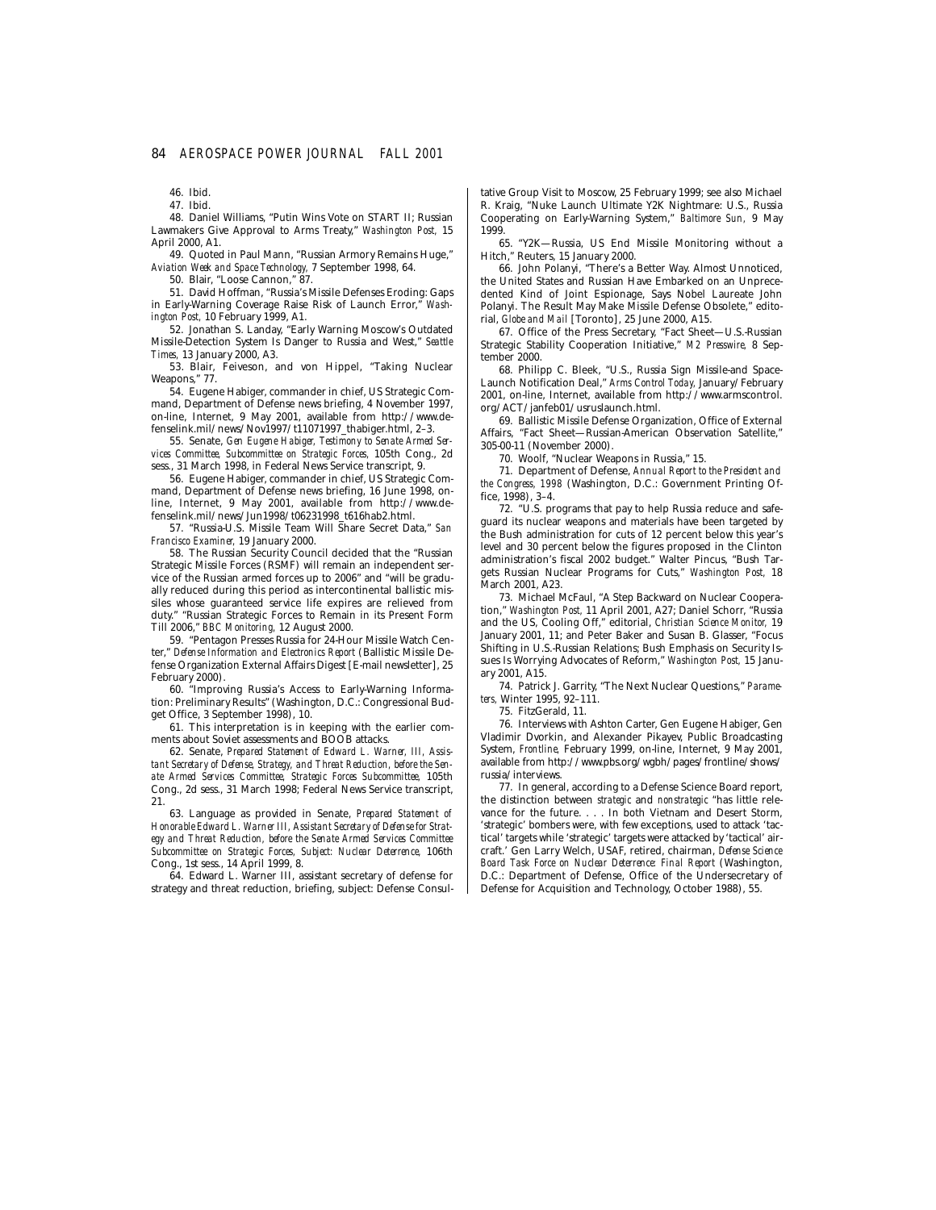46. Ibid.

47. Ibid.

48. Daniel Williams, "Putin Wins Vote on START II; Russian Lawmakers Give Approval to Arms Treaty," *Washington Post,* 15 April 2000, A1.

49. Quoted in Paul Mann, "Russian Armory Remains Huge," *Aviation Week and Space Technology,* 7 September 1998, 64.

50. Blair, "Loose Cannon," 87.

51. David Hoffman, "Russia's Missile Defenses Eroding: Gaps in Early-Warning Coverage Raise Risk of Launch Error," *Washington Post,* 10 February 1999, A1.

52. Jonathan S. Landay, "Early Warning Moscow's Outdated Missile-Detection System Is Danger to Russia and West," *Seattle Times,* 13 January 2000, A3.

53. Blair, Feiveson, and von Hippel, "Taking Nuclear Weapons," 77.

54. Eugene Habiger, commander in chief, US Strategic Command, Department of Defense news briefing, 4 November 1997, on-line, Internet, 9 May 2001, available from http://www.defenselink.mil/news/Nov1997/t11071997_thabiger.html, 2–3.

55. Senate, *Gen Eugene Habiger, Testimony to Senate Armed Services Committee, Subcommittee on Strategic Forces,* 105th Cong., 2d sess., 31 March 1998, in Federal News Service transcript, 9.

56. Eugene Habiger, commander in chief, US Strategic Command, Department of Defense news briefing, 16 June 1998, on-line, Internet, 9 May 2001, available from http://www.defenselink.mil/news/Jun1998/t06231998_t616hab2.html.

57. "Russia-U.S. Missile Team Will Share Secret Data," *San Francisco Examiner,* 19 January 2000.

58. The Russian Security Council decided that the "Russian Strategic Missile Forces (RSMF) will remain an independent service of the Russian armed forces up to 2006" and "will be gradually reduced during this period as intercontinental ballistic missiles whose guaranteed service life expires are relieved from duty." "Russian Strategic Forces to Remain in its Present Form Till 2006," *BBC Monitoring,* 12 August 2000.

59. "Pentagon Presses Russia for 24-Hour Missile Watch Center," *Defense Information and Electronics Report* (Ballistic Missile Defense Organization External Affairs Digest [E-mail newsletter], 25 February 2000).

60. "Improving Russia's Access to Early-Warning Information: Preliminary Results" (Washington, D.C.: Congressional Budget Office, 3 September 1998), 10.

61. This interpretation is in keeping with the earlier comments about Soviet assessments and BOOB attacks.

62. Senate, *Prepared Statement of Edward L. Warner, III, Assistant Secretary of Defense, Strategy, and Threat Reduction, before the Senate Armed Services Committee, Strategic Forces Subcommittee,* 105th Cong., 2d sess., 31 March 1998; Federal News Service transcript, 21.

63. Language as provided in Senate, *Prepared Statement of Honorable Edward L. Warner III, Assistant Secretary of Defense for Strategy and Threat Reduction, before the Senate Armed Services Committee Subcommittee on Strategic Forces, Subject: Nuclear Deterrence,* 106th Cong., 1st sess., 14 April 1999, 8.

64. Edward L. Warner III, assistant secretary of defense for strategy and threat reduction, briefing, subject: Defense Consultative Group Visit to Moscow, 25 February 1999; see also Michael R. Kraig, "Nuke Launch Ultimate Y2K Nightmare: U.S., Russia Cooperating on Early-Warning System," *Baltimore Sun,* 9 May 1999.

65. "Y2K—Russia, US End Missile Monitoring without a Hitch," Reuters, 15 January 2000.

66. John Polanyi, "There's a Better Way. Almost Unnoticed, the United States and Russian Have Embarked on an Unprecedented Kind of Joint Espionage, Says Nobel Laureate John Polanyi. The Result May Make Missile Defense Obsolete," editorial, *Globe and Mail* [Toronto], 25 June 2000, A15.

67. Office of the Press Secretary, "Fact Sheet—U.S.-Russian Strategic Stability Cooperation Initiative," *M2 Presswire,* 8 September 2000.

68. Philipp C. Bleek, "U.S., Russia Sign Missile-and Space-Launch Notification Deal," *Arms Control Today,* January/February 2001, on-line, Internet, available from http://www.armscontrol.org/ACT/janfeb01/usruslaunch.html.

69. Ballistic Missile Defense Organization, Office of External Affairs, "Fact Sheet—Russian-American Observation Satellite," 305-00-11 (November 2000).

70. Woolf, "Nuclear Weapons in Russia," 15.

71. Department of Defense, *Annual Report to the President and the Congress, 1998* (Washington, D.C.: Government Printing Office, 1998), 3–4.

72. "U.S. programs that pay to help Russia reduce and safeguard its nuclear weapons and materials have been targeted by the Bush administration for cuts of 12 percent below this year's level and 30 percent below the figures proposed in the Clinton administration's fiscal 2002 budget." Walter Pincus, "Bush Targets Russian Nuclear Programs for Cuts," *Washington Post,* 18 March 2001, A23.

73. Michael McFaul, "A Step Backward on Nuclear Cooperation," *Washington Post,* 11 April 2001, A27; Daniel Schorr, "Russia and the US, Cooling Off," editorial, *Christian Science Monitor,* 19 January 2001, 11; and Peter Baker and Susan B. Glasser, "Focus Shifting in U.S.-Russian Relations; Bush Emphasis on Security Issues Is Worrying Advocates of Reform," *Washington Post,* 15 January 2001, A15.

74. Patrick J. Garrity, "The Next Nuclear Questions," *Parameters,* Winter 1995, 92–111.

75. FitzGerald, 11.

76. Interviews with Ashton Carter, Gen Eugene Habiger, Gen Vladimir Dvorkin, and Alexander Pikayev, Public Broadcasting System, *Frontline,* February 1999, on-line, Internet, 9 May 2001, available from http://www.pbs.org/wgbh/pages/frontline/shows/russia/interviews.

77. In general, according to a Defense Science Board report, the distinction between *strategic* and *nonstrategic* "has little relevance for the future. . . . In both Vietnam and Desert Storm, 'strategic' bombers were, with few exceptions, used to attack 'tactical' targets while 'strategic' targets were attacked by 'tactical' aircraft.' Gen Larry Welch, USAF, retired, chairman, *Defense Science Board Task Force on Nuclear Deterrence: Final Report* (Washington, D.C.: Department of Defense, Office of the Undersecretary of Defense for Acquisition and Technology, October 1988), 55.